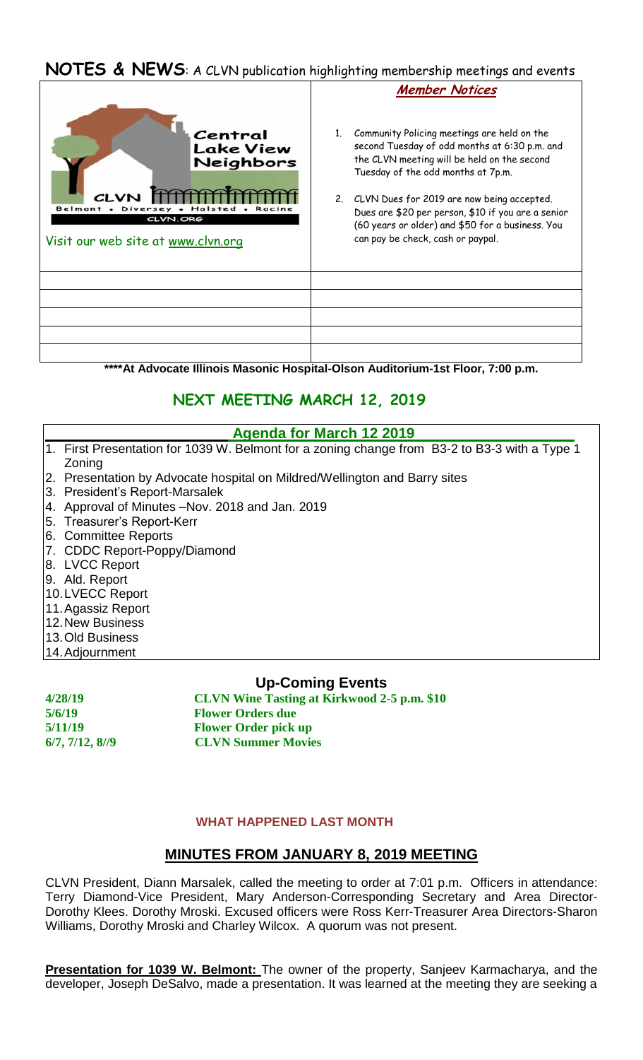# NOTES & NEWS: A CLVN publication highlighting membership meetings and events

Central Lake View Neighbors

CLVN

Belmont • Diversey • Halsted • Racine

CLVN.ORG

Visit our web site at www.clvn.org

***Member Notices***

1. Community Policing meetings are held on the second Tuesday of odd months at 6:30 p.m. and the CLVN meeting will be held on the second Tuesday of the odd months at 7p.m.
2. CLVN Dues for 2019 are now being accepted. Dues are $20 per person, $10 if you are a senior (60 years or older) and $50 for a business. You can pay be check, cash or paypal.

****At Advocate Illinois Masonic Hospital-Olson Auditorium-1st Floor, 7:00 p.m.**

## NEXT MEETING MARCH 12, 2019

### Agenda for March 12 2019

1. First Presentation for 1039 W. Belmont for a zoning change from B3-2 to B3-3 with a Type 1 Zoning
2. Presentation by Advocate hospital on Mildred/Wellington and Barry sites
3. President's Report-Marsalek
4. Approval of Minutes –Nov. 2018 and Jan. 2019
5. Treasurer's Report-Kerr
6. Committee Reports
7. CDDC Report-Poppy/Diamond
8. LVCC Report
9. Ald. Report
10. LVECC Report
11. Agassiz Report
12. New Business
13. Old Business
14. Adjournment

### Up-Coming Events

| | |
|---|---|
| **4/28/19** | **CLVN Wine Tasting at Kirkwood 2-5 p.m. $10** |
| **5/6/19** | **Flower Orders due** |
| **5/11/19** | **Flower Order pick up** |
| **6/7, 7/12, 8//9** | **CLVN Summer Movies** |

**WHAT HAPPENED LAST MONTH**

## MINUTES FROM JANUARY 8, 2019 MEETING

CLVN President, Diann Marsalek, called the meeting to order at 7:01 p.m. Officers in attendance: Terry Diamond-Vice President, Mary Anderson-Corresponding Secretary and Area Director-Dorothy Klees. Dorothy Mroski. Excused officers were Ross Kerr-Treasurer Area Directors-Sharon Williams, Dorothy Mroski and Charley Wilcox. A quorum was not present.

**Presentation for 1039 W. Belmont:** The owner of the property, Sanjeev Karmacharya, and the developer, Joseph DeSalvo, made a presentation. It was learned at the meeting they are seeking a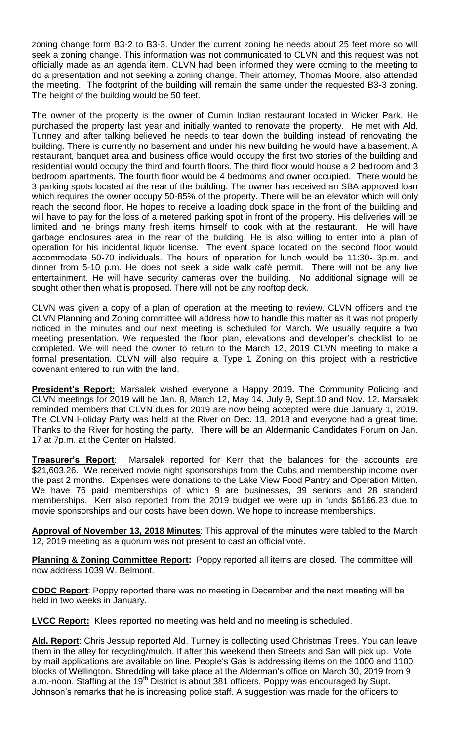zoning change form B3-2 to B3-3. Under the current zoning he needs about 25 feet more so will seek a zoning change. This information was not communicated to CLVN and this request was not officially made as an agenda item. CLVN had been informed they were coming to the meeting to do a presentation and not seeking a zoning change. Their attorney, Thomas Moore, also attended the meeting. The footprint of the building will remain the same under the requested B3-3 zoning. The height of the building would be 50 feet.

The owner of the property is the owner of Cumin Indian restaurant located in Wicker Park. He purchased the property last year and initially wanted to renovate the property. He met with Ald. Tunney and after talking believed he needs to tear down the building instead of renovating the building. There is currently no basement and under his new building he would have a basement. A restaurant, banquet area and business office would occupy the first two stories of the building and residential would occupy the third and fourth floors. The third floor would house a 2 bedroom and 3 bedroom apartments. The fourth floor would be 4 bedrooms and owner occupied. There would be 3 parking spots located at the rear of the building. The owner has received an SBA approved loan which requires the owner occupy 50-85% of the property. There will be an elevator which will only reach the second floor. He hopes to receive a loading dock space in the front of the building and will have to pay for the loss of a metered parking spot in front of the property. His deliveries will be limited and he brings many fresh items himself to cook with at the restaurant. He will have garbage enclosures area in the rear of the building. He is also willing to enter into a plan of operation for his incidental liquor license. The event space located on the second floor would accommodate 50-70 individuals. The hours of operation for lunch would be 11:30- 3p.m. and dinner from 5-10 p.m. He does not seek a side walk café permit. There will not be any live entertainment. He will have security cameras over the building. No additional signage will be sought other then what is proposed. There will not be any rooftop deck.

CLVN was given a copy of a plan of operation at the meeting to review. CLVN officers and the CLVN Planning and Zoning committee will address how to handle this matter as it was not properly noticed in the minutes and our next meeting is scheduled for March. We usually require a two meeting presentation. We requested the floor plan, elevations and developer's checklist to be completed. We will need the owner to return to the March 12, 2019 CLVN meeting to make a formal presentation. CLVN will also require a Type 1 Zoning on this project with a restrictive covenant entered to run with the land.

**President's Report:** Marsalek wished everyone a Happy 2019**.** The Community Policing and CLVN meetings for 2019 will be Jan. 8, March 12, May 14, July 9, Sept.10 and Nov. 12. Marsalek reminded members that CLVN dues for 2019 are now being accepted were due January 1, 2019. The CLVN Holiday Party was held at the River on Dec. 13, 2018 and everyone had a great time. Thanks to the River for hosting the party. There will be an Aldermanic Candidates Forum on Jan. 17 at 7p.m. at the Center on Halsted.

**Treasurer's Report**: Marsalek reported for Kerr that the balances for the accounts are $21,603.26. We received movie night sponsorships from the Cubs and membership income over the past 2 months. Expenses were donations to the Lake View Food Pantry and Operation Mitten. We have 76 paid memberships of which 9 are businesses, 39 seniors and 28 standard memberships. Kerr also reported from the 2019 budget we were up in funds $6166.23 due to movie sponsorships and our costs have been down. We hope to increase memberships.

**Approval of November 13, 2018 Minutes**: This approval of the minutes were tabled to the March 12, 2019 meeting as a quorum was not present to cast an official vote.

**Planning & Zoning Committee Report:** Poppy reported all items are closed. The committee will now address 1039 W. Belmont.

**CDDC Report**: Poppy reported there was no meeting in December and the next meeting will be held in two weeks in January.

**LVCC Report:** Klees reported no meeting was held and no meeting is scheduled.

**Ald. Report**: Chris Jessup reported Ald. Tunney is collecting used Christmas Trees. You can leave them in the alley for recycling/mulch. If after this weekend then Streets and San will pick up. Vote by mail applications are available on line. People's Gas is addressing items on the 1000 and 1100 blocks of Wellington. Shredding will take place at the Alderman's office on March 30, 2019 from 9 a.m.-noon. Staffing at the 19th District is about 381 officers. Poppy was encouraged by Supt. Johnson's remarks that he is increasing police staff. A suggestion was made for the officers to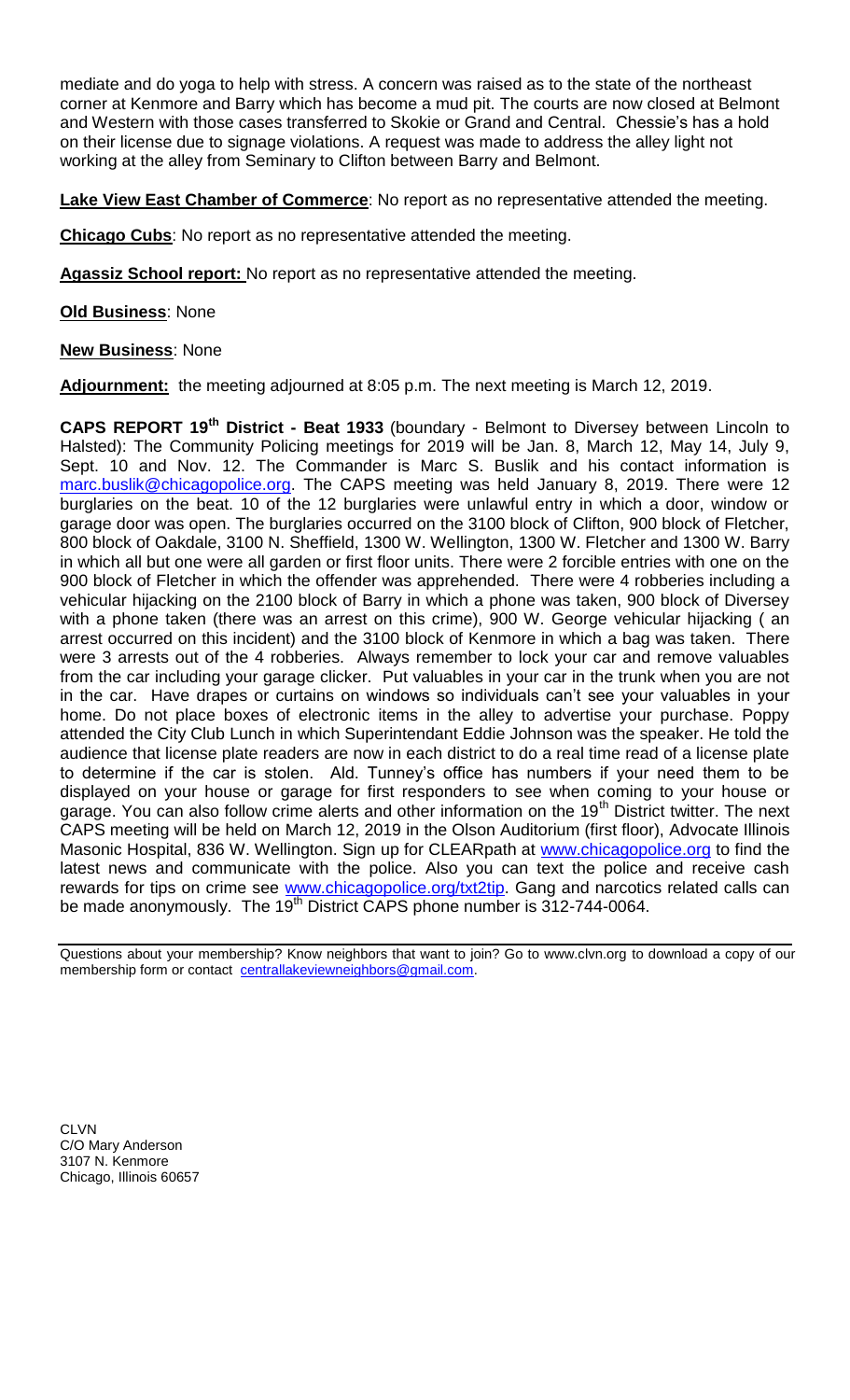mediate and do yoga to help with stress. A concern was raised as to the state of the northeast corner at Kenmore and Barry which has become a mud pit. The courts are now closed at Belmont and Western with those cases transferred to Skokie or Grand and Central. Chessie's has a hold on their license due to signage violations. A request was made to address the alley light not working at the alley from Seminary to Clifton between Barry and Belmont.

**Lake View East Chamber of Commerce**: No report as no representative attended the meeting.

**Chicago Cubs**: No report as no representative attended the meeting.

**Agassiz School report:** No report as no representative attended the meeting.

**Old Business**: None

**New Business**: None

**Adjournment:** the meeting adjourned at 8:05 p.m. The next meeting is March 12, 2019.

**CAPS REPORT 19th District - Beat 1933** (boundary - Belmont to Diversey between Lincoln to Halsted): The Community Policing meetings for 2019 will be Jan. 8, March 12, May 14, July 9, Sept. 10 and Nov. 12. The Commander is Marc S. Buslik and his contact information is marc.buslik@chicagopolice.org. The CAPS meeting was held January 8, 2019. There were 12 burglaries on the beat. 10 of the 12 burglaries were unlawful entry in which a door, window or garage door was open. The burglaries occurred on the 3100 block of Clifton, 900 block of Fletcher, 800 block of Oakdale, 3100 N. Sheffield, 1300 W. Wellington, 1300 W. Fletcher and 1300 W. Barry in which all but one were all garden or first floor units. There were 2 forcible entries with one on the 900 block of Fletcher in which the offender was apprehended. There were 4 robberies including a vehicular hijacking on the 2100 block of Barry in which a phone was taken, 900 block of Diversey with a phone taken (there was an arrest on this crime), 900 W. George vehicular hijacking ( an arrest occurred on this incident) and the 3100 block of Kenmore in which a bag was taken. There were 3 arrests out of the 4 robberies. Always remember to lock your car and remove valuables from the car including your garage clicker. Put valuables in your car in the trunk when you are not in the car. Have drapes or curtains on windows so individuals can't see your valuables in your home. Do not place boxes of electronic items in the alley to advertise your purchase. Poppy attended the City Club Lunch in which Superintendant Eddie Johnson was the speaker. He told the audience that license plate readers are now in each district to do a real time read of a license plate to determine if the car is stolen. Ald. Tunney's office has numbers if your need them to be displayed on your house or garage for first responders to see when coming to your house or garage. You can also follow crime alerts and other information on the 19th District twitter. The next CAPS meeting will be held on March 12, 2019 in the Olson Auditorium (first floor), Advocate Illinois Masonic Hospital, 836 W. Wellington. Sign up for CLEARpath at www.chicagopolice.org to find the latest news and communicate with the police. Also you can text the police and receive cash rewards for tips on crime see www.chicagopolice.org/txt2tip. Gang and narcotics related calls can be made anonymously. The 19th District CAPS phone number is 312-744-0064.

---

Questions about your membership? Know neighbors that want to join? Go to www.clvn.org to download a copy of our membership form or contact centrallakeviewneighbors@gmail.com.

CLVN
C/O Mary Anderson
3107 N. Kenmore
Chicago, Illinois 60657